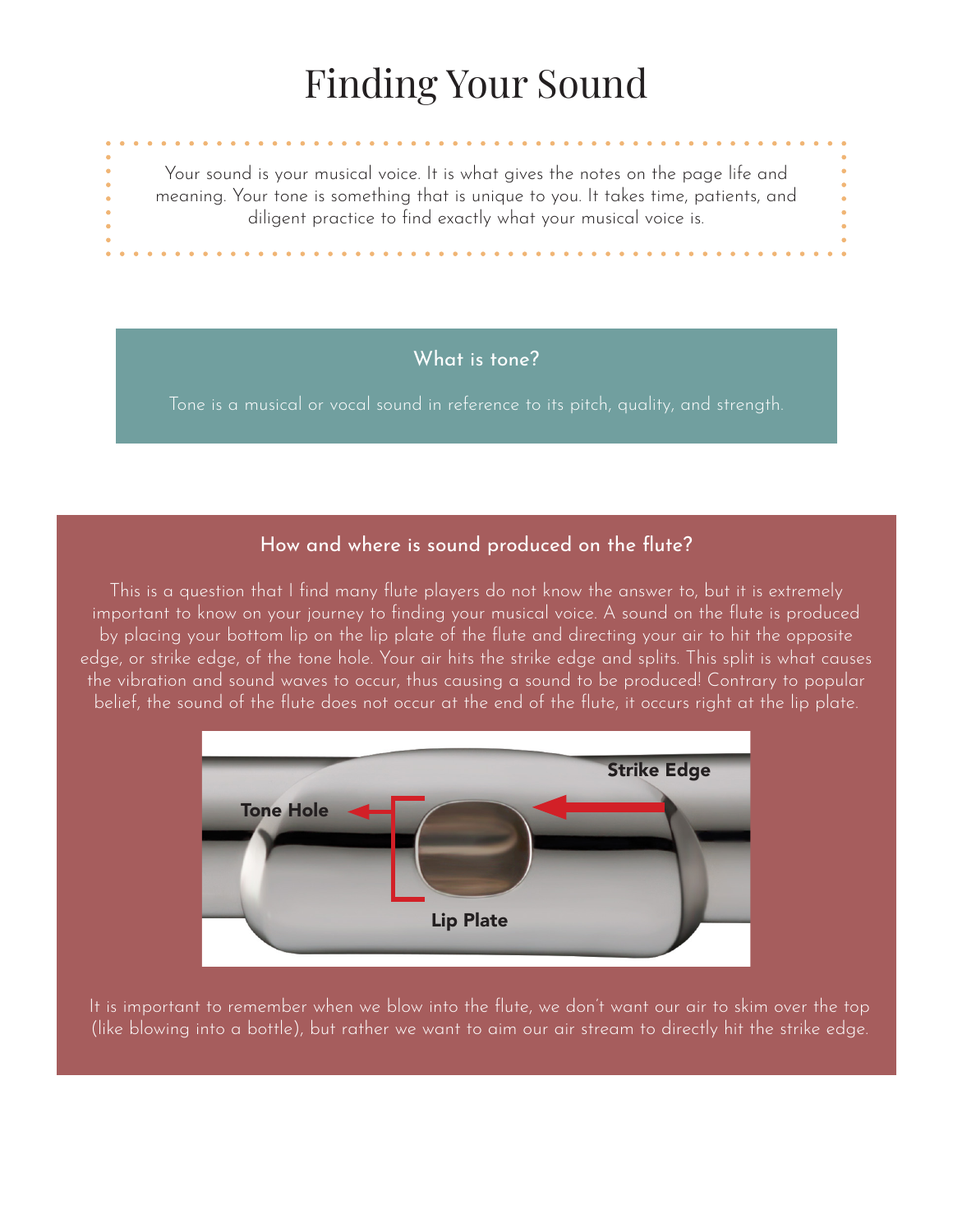# Finding Your Sound

Your sound is your musical voice. It is what gives the notes on the page life and meaning. Your tone is something that is unique to you. It takes time, patients, and diligent practice to find exactly what your musical voice is.

### What is tone?

Tone is a musical or vocal sound in reference to its pitch, quality, and strength.

### How and where is sound produced on the flute?

This is a question that I find many flute players do not know the answer to, but it is extremely important to know on your journey to finding your musical voice. A sound on the flute is produced by placing your bottom lip on the lip plate of the flute and directing your air to hit the opposite edge, or strike edge, of the tone hole. Your air hits the strike edge and splits. This split is what causes the vibration and sound waves to occur, thus causing a sound to be produced! Contrary to popular belief, the sound of the flute does not occur at the end of the flute, it occurs right at the lip plate.

Strike Edge

Tone Hole

Lip Plate

It is important to remember when we blow into the flute, we don't want our air to skim over the top (like blowing into a bottle), but rather we want to aim our air stream to directly hit the strike edge.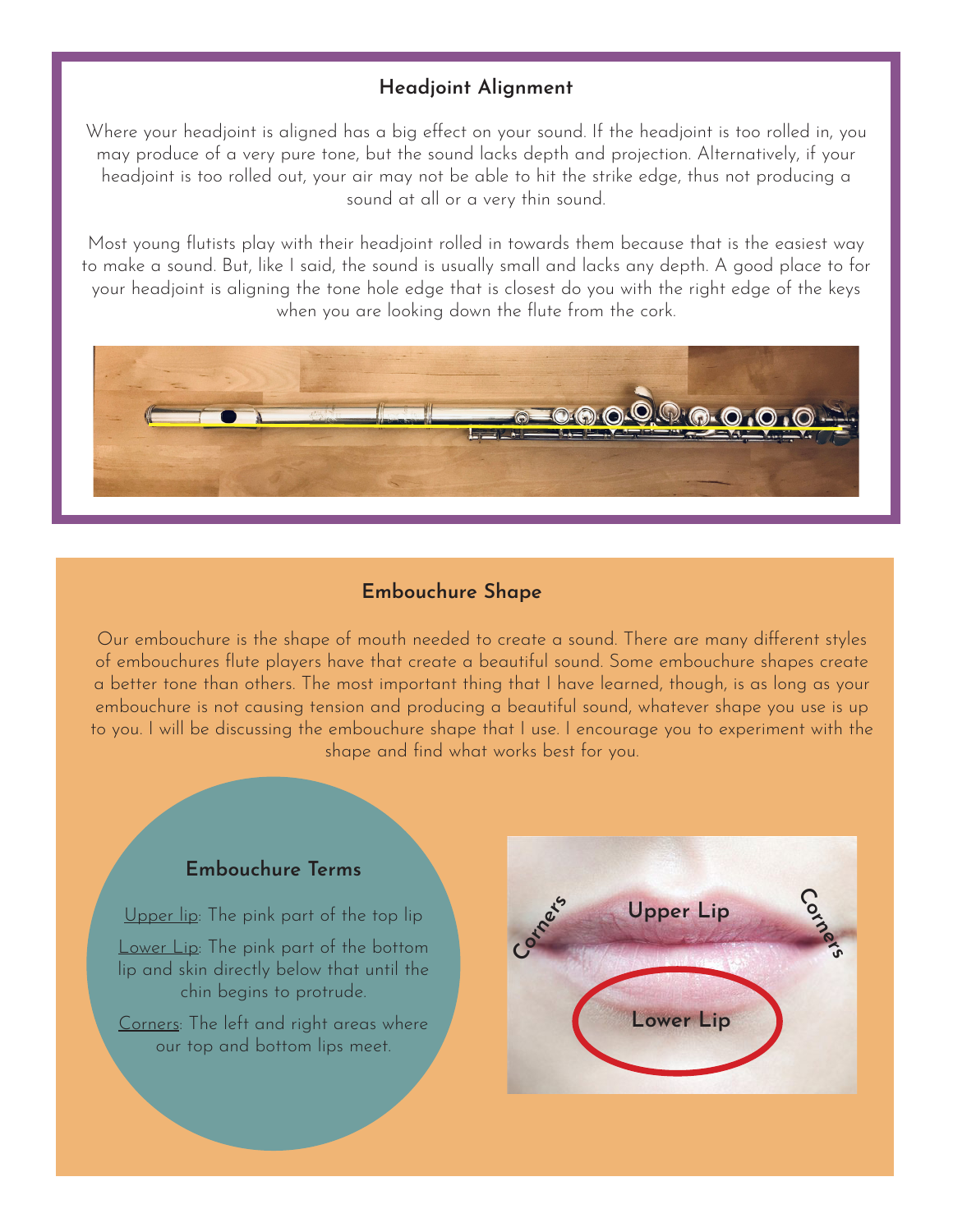## Headjoint Alignment

Where your headjoint is aligned has a big effect on your sound. If the headjoint is too rolled in, you may produce of a very pure tone, but the sound lacks depth and projection. Alternatively, if your headjoint is too rolled out, your air may not be able to hit the strike edge, thus not producing a sound at all or a very thin sound.

Most young flutists play with their headjoint rolled in towards them because that is the easiest way to make a sound. But, like I said, the sound is usually small and lacks any depth. A good place to for your headjoint is aligning the tone hole edge that is closest do you with the right edge of the keys when you are looking down the flute from the cork.

## Embouchure Shape

Our embouchure is the shape of mouth needed to create a sound. There are many different styles of embouchures flute players have that create a beautiful sound. Some embouchure shapes create a better tone than others. The most important thing that I have learned, though, is as long as your embouchure is not causing tension and producing a beautiful sound, whatever shape you use is up to you. I will be discussing the embouchure shape that I use. I encourage you to experiment with the shape and find what works best for you.

### Embouchure Terms

Upper lip: The pink part of the top lip

Lower Lip: The pink part of the bottom lip and skin directly below that until the chin begins to protrude.

Corners: The left and right areas where our top and bottom lips meet.

Corners

Upper Lip

Corners

Lower Lip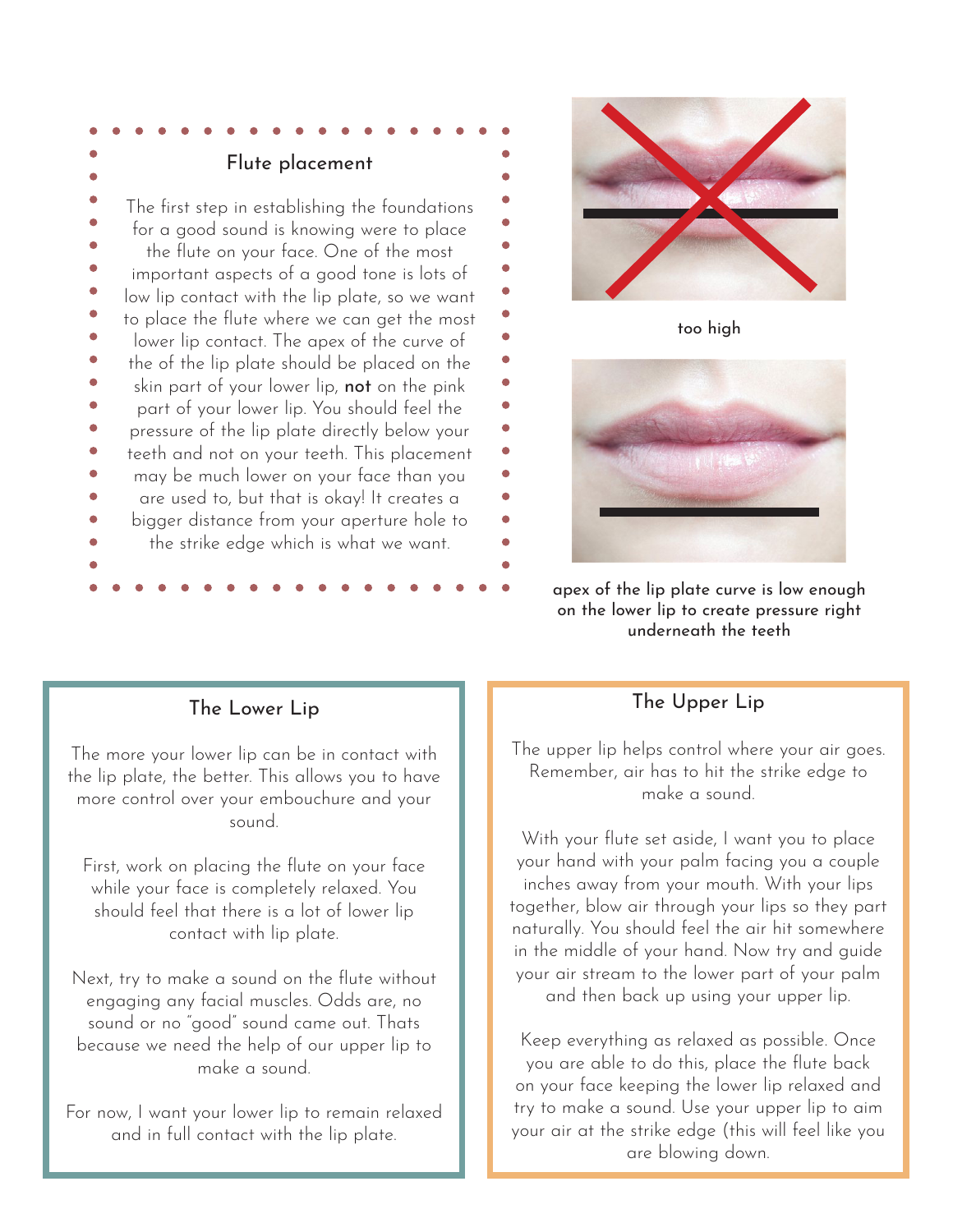## Flute placement

The first step in establishing the foundations for a good sound is knowing were to place the flute on your face. One of the most important aspects of a good tone is lots of low lip contact with the lip plate, so we want to place the flute where we can get the most lower lip contact. The apex of the curve of the of the lip plate should be placed on the skin part of your lower lip, **not** on the pink part of your lower lip. You should feel the pressure of the lip plate directly below your teeth and not on your teeth. This placement may be much lower on your face than you are used to, but that is okay! It creates a bigger distance from your aperture hole to the strike edge which is what we want.

too high

apex of the lip plate curve is low enough on the lower lip to create pressure right underneath the teeth

## The Lower Lip

The more your lower lip can be in contact with the lip plate, the better. This allows you to have more control over your embouchure and your sound.

First, work on placing the flute on your face while your face is completely relaxed. You should feel that there is a lot of lower lip contact with lip plate.

Next, try to make a sound on the flute without engaging any facial muscles. Odds are, no sound or no "good" sound came out. Thats because we need the help of our upper lip to make a sound.

For now, I want your lower lip to remain relaxed and in full contact with the lip plate.

## The Upper Lip

The upper lip helps control where your air goes. Remember, air has to hit the strike edge to make a sound.

With your flute set aside, I want you to place your hand with your palm facing you a couple inches away from your mouth. With your lips together, blow air through your lips so they part naturally. You should feel the air hit somewhere in the middle of your hand. Now try and guide your air stream to the lower part of your palm and then back up using your upper lip.

Keep everything as relaxed as possible. Once you are able to do this, place the flute back on your face keeping the lower lip relaxed and try to make a sound. Use your upper lip to aim your air at the strike edge (this will feel like you are blowing down.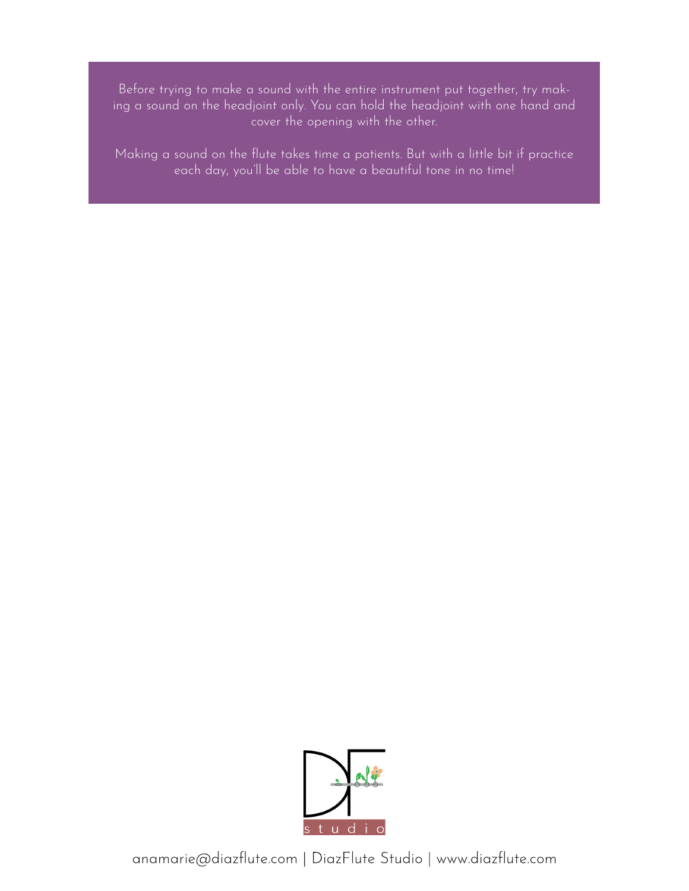Before trying to make a sound with the entire instrument put together, try making a sound on the headjoint only. You can hold the headjoint with one hand and cover the opening with the other.

Making a sound on the flute takes time a patients. But with a little bit if practice each day, you'll be able to have a beautiful tone in no time!

studio

anamarie@diazflute.com | DiazFlute Studio | www.diazflute.com